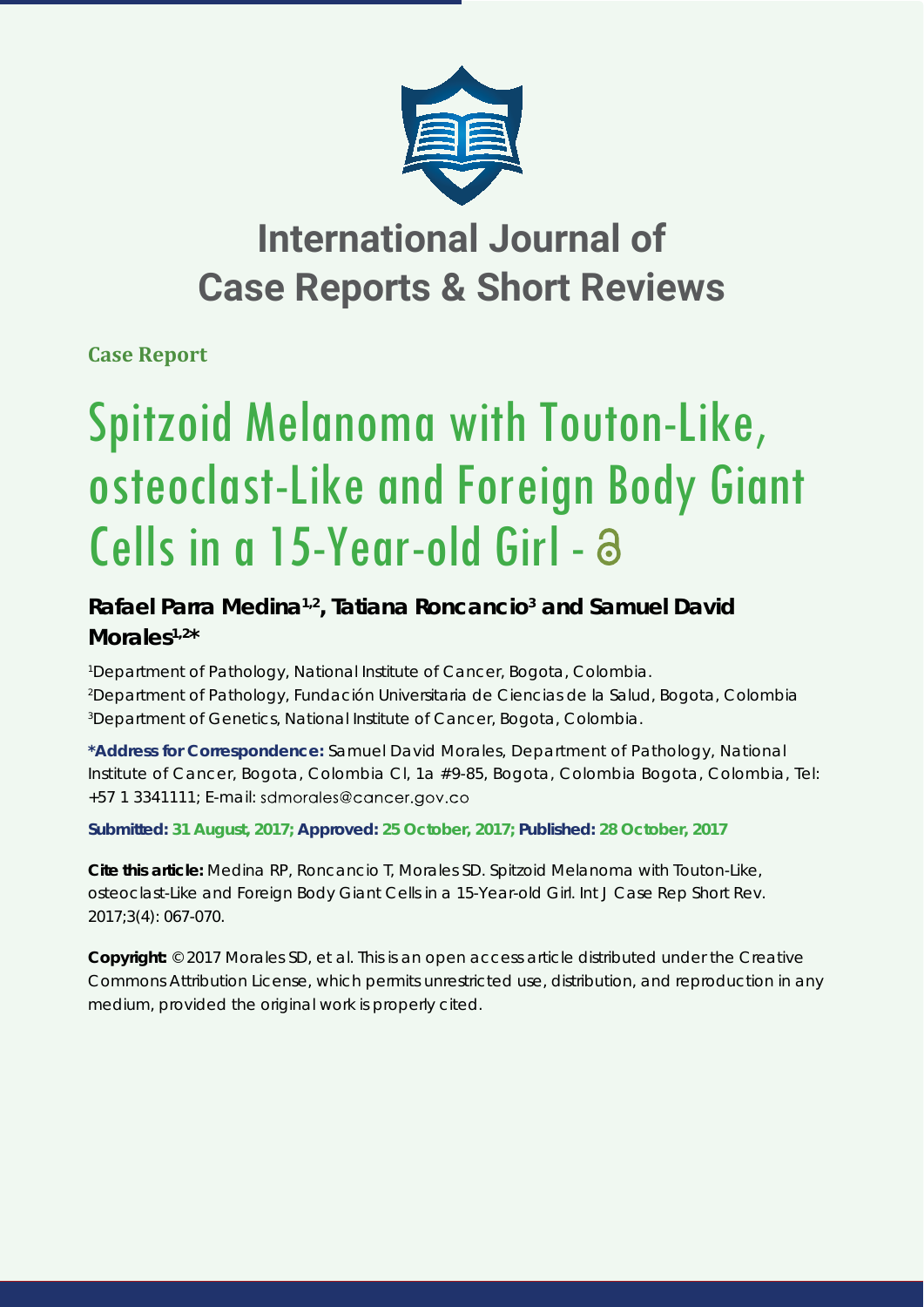# International Journal of Case Reports & Short Reviews

**Case Report**

# Spitzoid Melanoma with Touton-Like, osteoclast-Like and Foreign Body Giant Cells in a 15-Year-old Girl

**Rafael Parra Medina[1,2], Tatiana Roncancio[3] and Samuel David Morales[1,2]***

[1]Department of Pathology, National Institute of Cancer, Bogota, Colombia.
[2]Department of Pathology, Fundación Universitaria de Ciencias de la Salud, Bogota, Colombia
[3]Department of Genetics, National Institute of Cancer, Bogota, Colombia.

**\*Address for Correspondence:** Samuel David Morales, Department of Pathology, National Institute of Cancer, Bogota, Colombia Cl, 1a #9-85, Bogota, Colombia Bogota, Colombia, Tel: +57 1 3341111; E-mail: sdmorales@cancer.gov.co

**Submitted: 31 August, 2017; Approved: 25 October, 2017; Published: 28 October, 2017**

**Cite this article:** Medina RP, Roncancio T, Morales SD. Spitzoid Melanoma with Touton-Like, osteoclast-Like and Foreign Body Giant Cells in a 15-Year-old Girl. Int J Case Rep Short Rev. 2017;3(4): 067-070.

**Copyright:** © 2017 Morales SD, et al. This is an open access article distributed under the Creative Commons Attribution License, which permits unrestricted use, distribution, and reproduction in any medium, provided the original work is properly cited.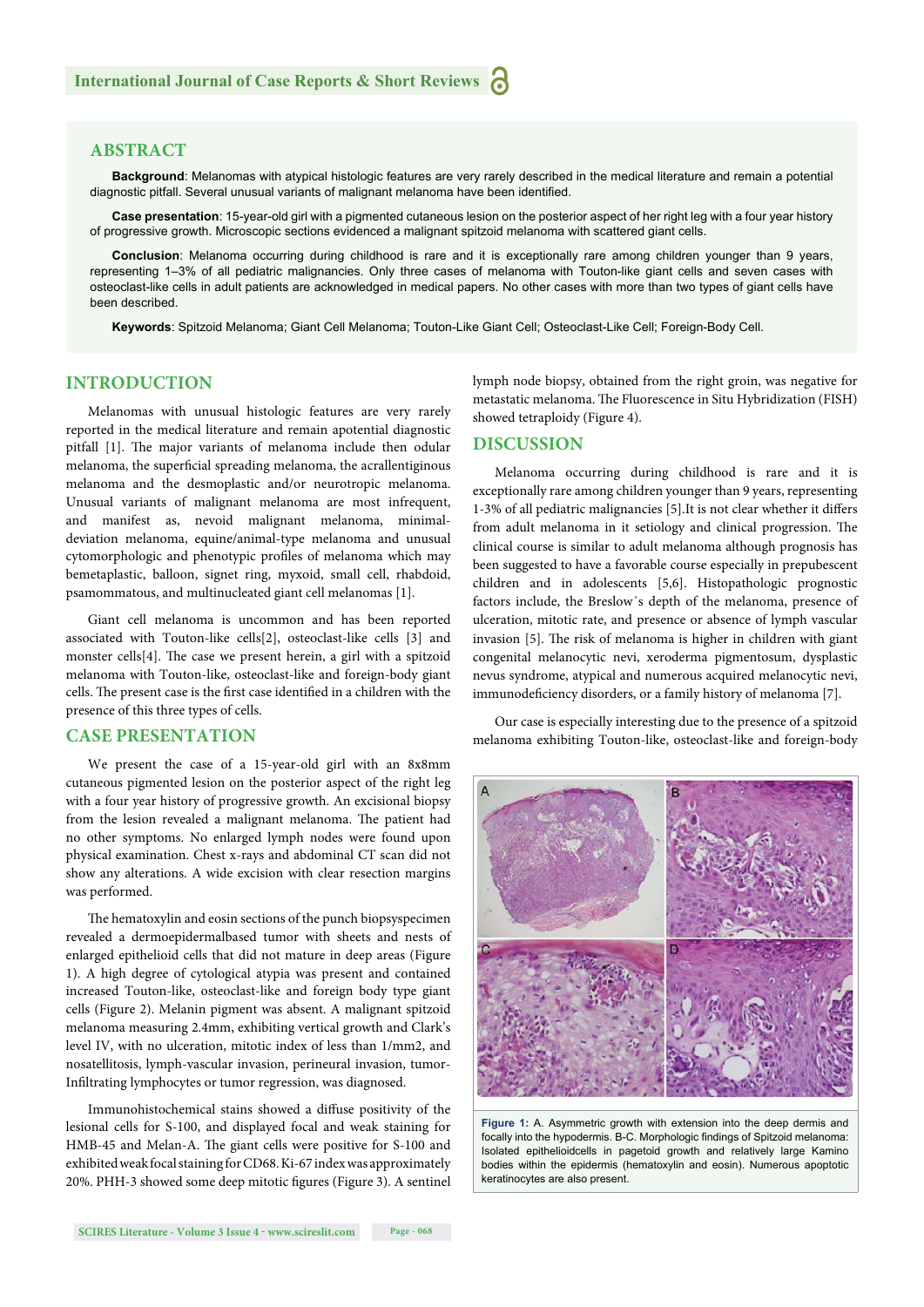## ABSTRACT

**Background**: Melanomas with atypical histologic features are very rarely described in the medical literature and remain a potential diagnostic pitfall. Several unusual variants of malignant melanoma have been identified.

**Case presentation**: 15-year-old girl with a pigmented cutaneous lesion on the posterior aspect of her right leg with a four year history of progressive growth. Microscopic sections evidenced a malignant spitzoid melanoma with scattered giant cells.

**Conclusion**: Melanoma occurring during childhood is rare and it is exceptionally rare among children younger than 9 years, representing 1–3% of all pediatric malignancies. Only three cases of melanoma with Touton-like giant cells and seven cases with osteoclast-like cells in adult patients are acknowledged in medical papers. No other cases with more than two types of giant cells have been described.

**Keywords**: Spitzoid Melanoma; Giant Cell Melanoma; Touton-Like Giant Cell; Osteoclast-Like Cell; Foreign-Body Cell.

## INTRODUCTION

Melanomas with unusual histologic features are very rarely reported in the medical literature and remain apotential diagnostic pitfall [1]. The major variants of melanoma include then odular melanoma, the superficial spreading melanoma, the acrallentiginous melanoma and the desmoplastic and/or neurotropic melanoma. Unusual variants of malignant melanoma are most infrequent, and manifest as, nevoid malignant melanoma, minimal-deviation melanoma, equine/animal-type melanoma and unusual cytomorphologic and phenotypic profiles of melanoma which may bemetaplastic, balloon, signet ring, myxoid, small cell, rhabdoid, psamommatous, and multinucleated giant cell melanomas [1].

Giant cell melanoma is uncommon and has been reported associated with Touton-like cells[2], osteoclast-like cells [3] and monster cells[4]. The case we present herein, a girl with a spitzoid melanoma with Touton-like, osteoclast-like and foreign-body giant cells. The present case is the first case identified in a children with the presence of this three types of cells.

## CASE PRESENTATION

We present the case of a 15-year-old girl with an 8x8mm cutaneous pigmented lesion on the posterior aspect of the right leg with a four year history of progressive growth. An excisional biopsy from the lesion revealed a malignant melanoma. The patient had no other symptoms. No enlarged lymph nodes were found upon physical examination. Chest x-rays and abdominal CT scan did not show any alterations. A wide excision with clear resection margins was performed.

The hematoxylin and eosin sections of the punch biopsyspecimen revealed a dermoepidermalbased tumor with sheets and nests of enlarged epithelioid cells that did not mature in deep areas (Figure 1). A high degree of cytological atypia was present and contained increased Touton-like, osteoclast-like and foreign body type giant cells (Figure 2). Melanin pigment was absent. A malignant spitzoid melanoma measuring 2.4mm, exhibiting vertical growth and Clark's level IV, with no ulceration, mitotic index of less than 1/mm2, and nosatellitosis, lymph-vascular invasion, perineural invasion, tumor-Infiltrating lymphocytes or tumor regression, was diagnosed.

Immunohistochemical stains showed a diffuse positivity of the lesional cells for S-100, and displayed focal and weak staining for HMB-45 and Melan-A. The giant cells were positive for S-100 and exhibited weak focal staining for CD68. Ki-67 index was approximately 20%. PHH-3 showed some deep mitotic figures (Figure 3). A sentinel lymph node biopsy, obtained from the right groin, was negative for metastatic melanoma. The Fluorescence in Situ Hybridization (FISH) showed tetraploidy (Figure 4).

## DISCUSSION

Melanoma occurring during childhood is rare and it is exceptionally rare among children younger than 9 years, representing 1-3% of all pediatric malignancies [5].It is not clear whether it differs from adult melanoma in it setiology and clinical progression. The clinical course is similar to adult melanoma although prognosis has been suggested to have a favorable course especially in prepubescent children and in adolescents [5,6]. Histopathologic prognostic factors include, the Breslow´s depth of the melanoma, presence of ulceration, mitotic rate, and presence or absence of lymph vascular invasion [5]. The risk of melanoma is higher in children with giant congenital melanocytic nevi, xeroderma pigmentosum, dysplastic nevus syndrome, atypical and numerous acquired melanocytic nevi, immunodeficiency disorders, or a family history of melanoma [7].

Our case is especially interesting due to the presence of a spitzoid melanoma exhibiting Touton-like, osteoclast-like and foreign-body

**Figure 1:** A. Asymmetric growth with extension into the deep dermis and focally into the hypodermis. B-C. Morphologic findings of Spitzoid melanoma: Isolated epithelioidcells in pagetoid growth and relatively large Kamino bodies within the epidermis (hematoxylin and eosin). Numerous apoptotic keratinocytes are also present.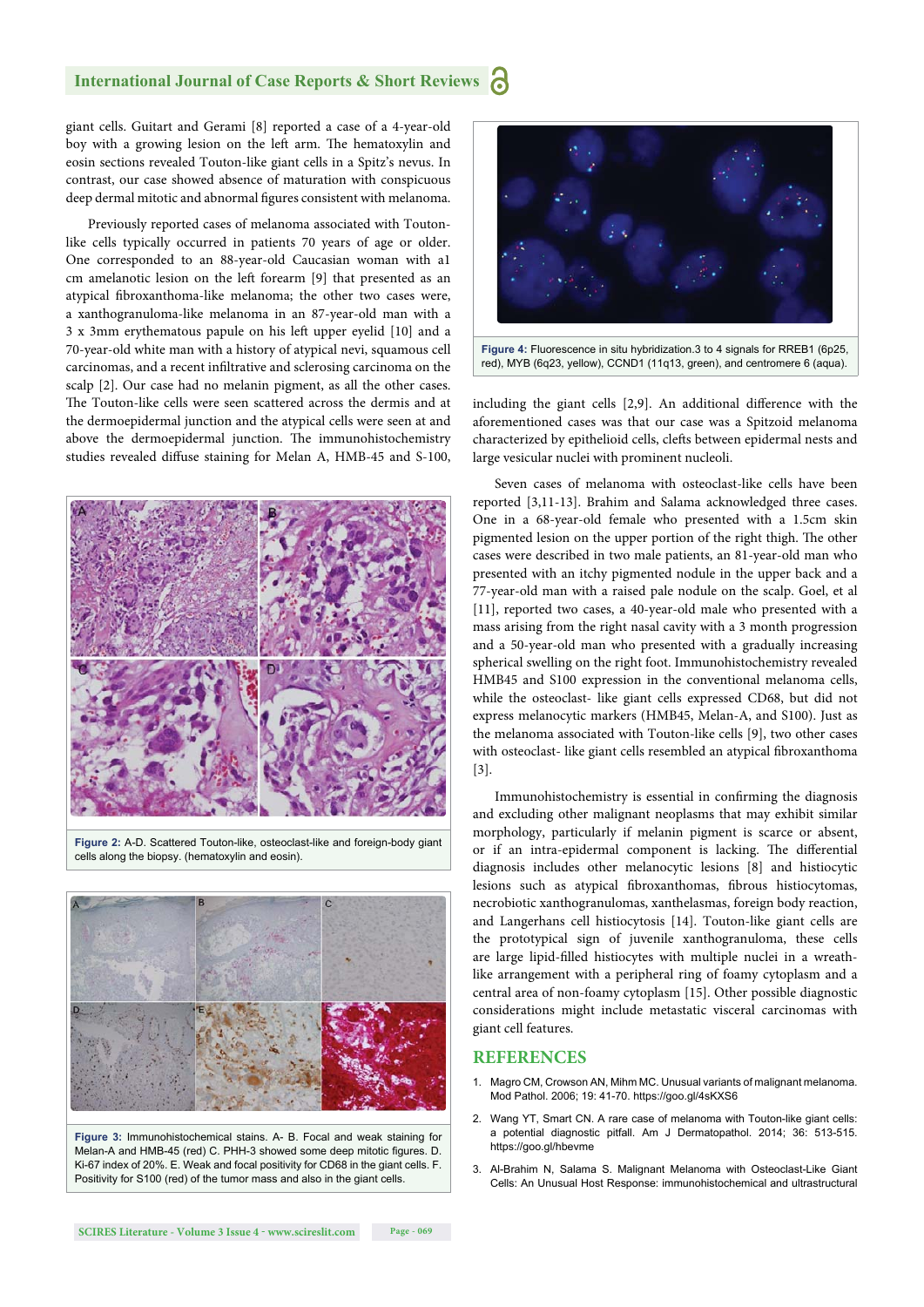giant cells. Guitart and Gerami [8] reported a case of a 4-year-old boy with a growing lesion on the left arm. The hematoxylin and eosin sections revealed Touton-like giant cells in a Spitz's nevus. In contrast, our case showed absence of maturation with conspicuous deep dermal mitotic and abnormal figures consistent with melanoma.

Previously reported cases of melanoma associated with Touton-like cells typically occurred in patients 70 years of age or older. One corresponded to an 88-year-old Caucasian woman with a1 cm amelanotic lesion on the left forearm [9] that presented as an atypical fibroxanthoma-like melanoma; the other two cases were, a xanthogranuloma-like melanoma in an 87-year-old man with a 3 x 3mm erythematous papule on his left upper eyelid [10] and a 70-year-old white man with a history of atypical nevi, squamous cell carcinomas, and a recent infiltrative and sclerosing carcinoma on the scalp [2]. Our case had no melanin pigment, as all the other cases. The Touton-like cells were seen scattered across the dermis and at the dermoepidermal junction and the atypical cells were seen at and above the dermoepidermal junction. The immunohistochemistry studies revealed diffuse staining for Melan A, HMB-45 and S-100, including the giant cells [2,9]. An additional difference with the aforementioned cases was that our case was a Spitzoid melanoma characterized by epithelioid cells, clefts between epidermal nests and large vesicular nuclei with prominent nucleoli.

**Figure 2:** A-D. Scattered Touton-like, osteoclast-like and foreign-body giant cells along the biopsy. (hematoxylin and eosin).

**Figure 3:** Immunohistochemical stains. A- B. Focal and weak staining for Melan-A and HMB-45 (red) C. PHH-3 showed some deep mitotic figures. D. Ki-67 index of 20%. E. Weak and focal positivity for CD68 in the giant cells. F. Positivity for S100 (red) of the tumor mass and also in the giant cells.

**Figure 4:** Fluorescence in situ hybridization.3 to 4 signals for RREB1 (6p25, red), MYB (6q23, yellow), CCND1 (11q13, green), and centromere 6 (aqua).

Seven cases of melanoma with osteoclast-like cells have been reported [3,11-13]. Brahim and Salama acknowledged three cases. One in a 68-year-old female who presented with a 1.5cm skin pigmented lesion on the upper portion of the right thigh. The other cases were described in two male patients, an 81-year-old man who presented with an itchy pigmented nodule in the upper back and a 77-year-old man with a raised pale nodule on the scalp. Goel, et al [11], reported two cases, a 40-year-old male who presented with a mass arising from the right nasal cavity with a 3 month progression and a 50-year-old man who presented with a gradually increasing spherical swelling on the right foot. Immunohistochemistry revealed HMB45 and S100 expression in the conventional melanoma cells, while the osteoclast- like giant cells expressed CD68, but did not express melanocytic markers (HMB45, Melan-A, and S100). Just as the melanoma associated with Touton-like cells [9], two other cases with osteoclast- like giant cells resembled an atypical fibroxanthoma [3].

Immunohistochemistry is essential in confirming the diagnosis and excluding other malignant neoplasms that may exhibit similar morphology, particularly if melanin pigment is scarce or absent, or if an intra-epidermal component is lacking. The differential diagnosis includes other melanocytic lesions [8] and histiocytic lesions such as atypical fibroxanthomas, fibrous histiocytomas, necrobiotic xanthogranulomas, xanthelasmas, foreign body reaction, and Langerhans cell histiocytosis [14]. Touton-like giant cells are the prototypical sign of juvenile xanthogranuloma, these cells are large lipid-filled histiocytes with multiple nuclei in a wreath-like arrangement with a peripheral ring of foamy cytoplasm and a central area of non-foamy cytoplasm [15]. Other possible diagnostic considerations might include metastatic visceral carcinomas with giant cell features.

## REFERENCES

1. Magro CM, Crowson AN, Mihm MC. Unusual variants of malignant melanoma. Mod Pathol. 2006; 19: 41-70. https://goo.gl/4sKXS6
2. Wang YT, Smart CN. A rare case of melanoma with Touton-like giant cells: a potential diagnostic pitfall. Am J Dermatopathol. 2014; 36: 513-515. https://goo.gl/hbevme
3. Al-Brahim N, Salama S. Malignant Melanoma with Osteoclast-Like Giant Cells: An Unusual Host Response: immunohistochemical and ultrastructural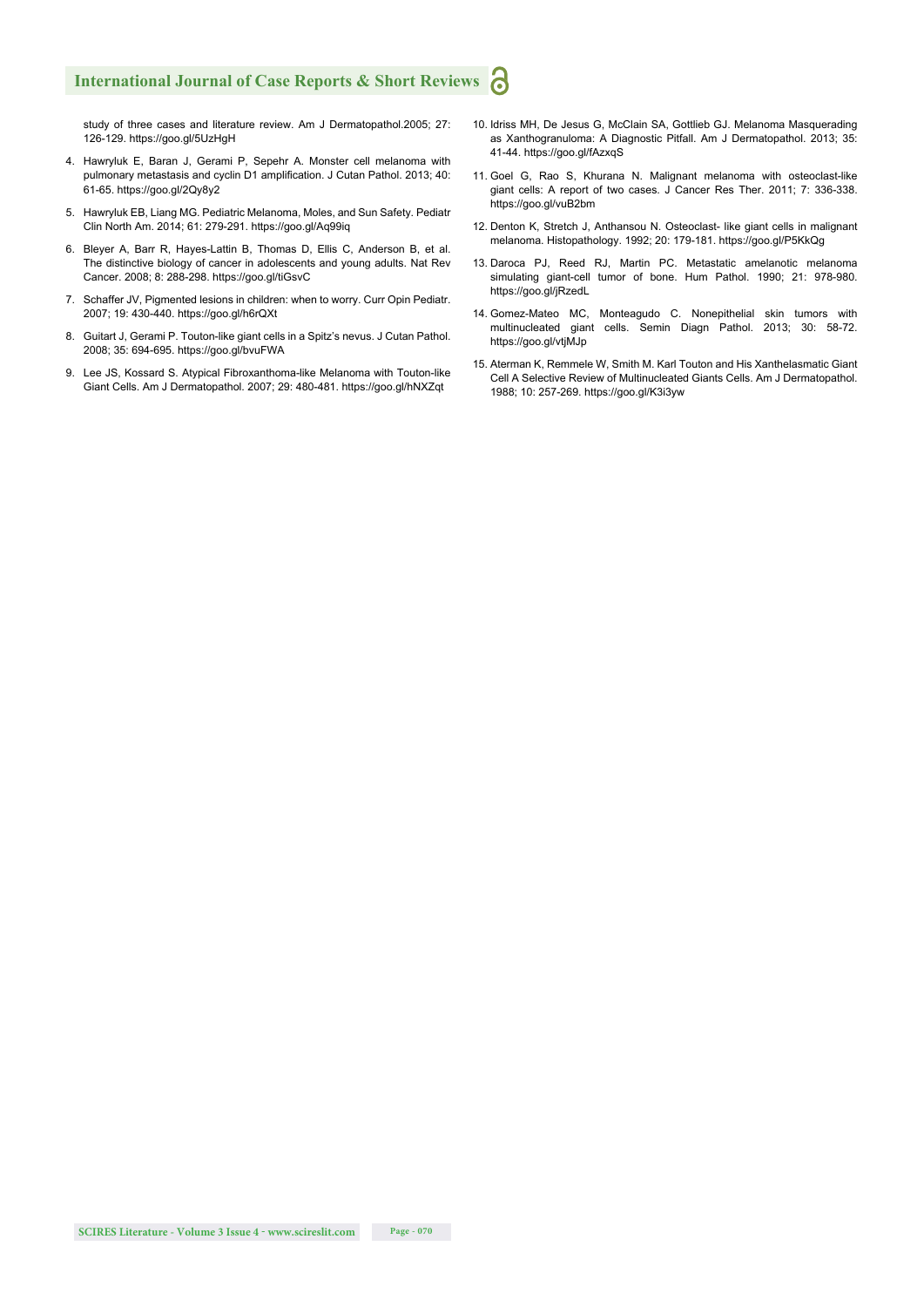study of three cases and literature review. Am J Dermatopathol.2005; 27: 126-129. https://goo.gl/5UzHgH

4. Hawryluk E, Baran J, Gerami P, Sepehr A. Monster cell melanoma with pulmonary metastasis and cyclin D1 amplification. J Cutan Pathol. 2013; 40: 61-65. https://goo.gl/2Qy8y2
5. Hawryluk EB, Liang MG. Pediatric Melanoma, Moles, and Sun Safety. Pediatr Clin North Am. 2014; 61: 279-291. https://goo.gl/Aq99iq
6. Bleyer A, Barr R, Hayes-Lattin B, Thomas D, Ellis C, Anderson B, et al. The distinctive biology of cancer in adolescents and young adults. Nat Rev Cancer. 2008; 8: 288-298. https://goo.gl/tiGsvC
7. Schaffer JV, Pigmented lesions in children: when to worry. Curr Opin Pediatr. 2007; 19: 430-440. https://goo.gl/h6rQXt
8. Guitart J, Gerami P. Touton-like giant cells in a Spitz's nevus. J Cutan Pathol. 2008; 35: 694-695. https://goo.gl/bvuFWA
9. Lee JS, Kossard S. Atypical Fibroxanthoma-like Melanoma with Touton-like Giant Cells. Am J Dermatopathol. 2007; 29: 480-481. https://goo.gl/hNXZqt
10. Idriss MH, De Jesus G, McClain SA, Gottlieb GJ. Melanoma Masquerading as Xanthogranuloma: A Diagnostic Pitfall. Am J Dermatopathol. 2013; 35: 41-44. https://goo.gl/fAzxqS
11. Goel G, Rao S, Khurana N. Malignant melanoma with osteoclast-like giant cells: A report of two cases. J Cancer Res Ther. 2011; 7: 336-338. https://goo.gl/vuB2bm
12. Denton K, Stretch J, Anthansou N. Osteoclast- like giant cells in malignant melanoma. Histopathology. 1992; 20: 179-181. https://goo.gl/P5KkQg
13. Daroca PJ, Reed RJ, Martin PC. Metastatic amelanotic melanoma simulating giant-cell tumor of bone. Hum Pathol. 1990; 21: 978-980. https://goo.gl/jRzedL
14. Gomez-Mateo MC, Monteagudo C. Nonepithelial skin tumors with multinucleated giant cells. Semin Diagn Pathol. 2013; 30: 58-72. https://goo.gl/vtjMJp
15. Aterman K, Remmele W, Smith M. Karl Touton and His Xanthelasmatic Giant Cell A Selective Review of Multinucleated Giants Cells. Am J Dermatopathol. 1988; 10: 257-269. https://goo.gl/K3i3yw